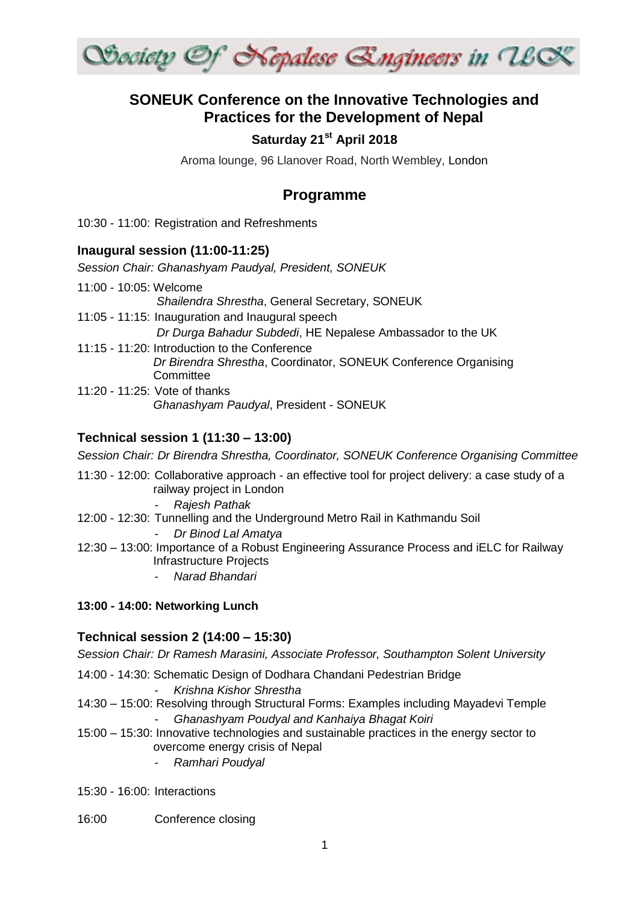Society Of Nepalese Engineers in UK

# SONEUK Conference on the Innovative Technologies and Practices for the Development of Nepal

### Saturday 21st April 2018

Aroma lounge, 96 Llanover Road, North Wembley, London

## Programme

10:30 - 11:00: Registration and Refreshments

### Inaugural session (11:00-11:25)

*Session Chair: Ghanashyam Paudyal, President, SONEUK*

11:00 - 10:05: Welcome
*Shailendra Shrestha*, General Secretary, SONEUK

11:05 - 11:15: Inauguration and Inaugural speech
*Dr Durga Bahadur Subdedi*, HE Nepalese Ambassador to the UK

11:15 - 11:20: Introduction to the Conference
*Dr Birendra Shrestha*, Coordinator, SONEUK Conference Organising Committee

11:20 - 11:25: Vote of thanks
*Ghanashyam Paudyal*, President - SONEUK

### Technical session 1 (11:30 – 13:00)

*Session Chair: Dr Birendra Shrestha, Coordinator, SONEUK Conference Organising Committee*

11:30 - 12:00: Collaborative approach - an effective tool for project delivery: a case study of a railway project in London
- *Rajesh Pathak*

12:00 - 12:30: Tunnelling and the Underground Metro Rail in Kathmandu Soil
- *Dr Binod Lal Amatya*

12:30 – 13:00: Importance of a Robust Engineering Assurance Process and iELC for Railway Infrastructure Projects
- *Narad Bhandari*

**13:00 - 14:00: Networking Lunch**

### Technical session 2 (14:00 – 15:30)

*Session Chair: Dr Ramesh Marasini, Associate Professor, Southampton Solent University*

14:00 - 14:30: Schematic Design of Dodhara Chandani Pedestrian Bridge
- *Krishna Kishor Shrestha*

14:30 – 15:00: Resolving through Structural Forms: Examples including Mayadevi Temple
- *Ghanashyam Poudyal and Kanhaiya Bhagat Koiri*

15:00 – 15:30: Innovative technologies and sustainable practices in the energy sector to overcome energy crisis of Nepal
- *Ramhari Poudyal*

15:30 - 16:00: Interactions

16:00 Conference closing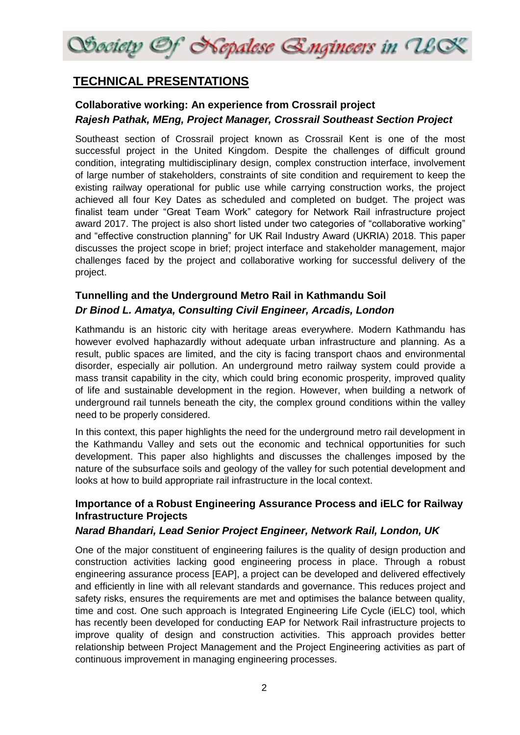## TECHNICAL PRESENTATIONS

### Collaborative working: An experience from Crossrail project

***Rajesh Pathak, MEng, Project Manager, Crossrail Southeast Section Project***

Southeast section of Crossrail project known as Crossrail Kent is one of the most successful project in the United Kingdom. Despite the challenges of difficult ground condition, integrating multidisciplinary design, complex construction interface, involvement of large number of stakeholders, constraints of site condition and requirement to keep the existing railway operational for public use while carrying construction works, the project achieved all four Key Dates as scheduled and completed on budget. The project was finalist team under "Great Team Work" category for Network Rail infrastructure project award 2017. The project is also short listed under two categories of "collaborative working" and "effective construction planning" for UK Rail Industry Award (UKRIA) 2018. This paper discusses the project scope in brief; project interface and stakeholder management, major challenges faced by the project and collaborative working for successful delivery of the project.

### Tunnelling and the Underground Metro Rail in Kathmandu Soil

***Dr Binod L. Amatya, Consulting Civil Engineer, Arcadis, London***

Kathmandu is an historic city with heritage areas everywhere. Modern Kathmandu has however evolved haphazardly without adequate urban infrastructure and planning. As a result, public spaces are limited, and the city is facing transport chaos and environmental disorder, especially air pollution. An underground metro railway system could provide a mass transit capability in the city, which could bring economic prosperity, improved quality of life and sustainable development in the region. However, when building a network of underground rail tunnels beneath the city, the complex ground conditions within the valley need to be properly considered.

In this context, this paper highlights the need for the underground metro rail development in the Kathmandu Valley and sets out the economic and technical opportunities for such development. This paper also highlights and discusses the challenges imposed by the nature of the subsurface soils and geology of the valley for such potential development and looks at how to build appropriate rail infrastructure in the local context.

### Importance of a Robust Engineering Assurance Process and iELC for Railway Infrastructure Projects

***Narad Bhandari, Lead Senior Project Engineer, Network Rail, London, UK***

One of the major constituent of engineering failures is the quality of design production and construction activities lacking good engineering process in place. Through a robust engineering assurance process [EAP], a project can be developed and delivered effectively and efficiently in line with all relevant standards and governance. This reduces project and safety risks, ensures the requirements are met and optimises the balance between quality, time and cost. One such approach is Integrated Engineering Life Cycle (iELC) tool, which has recently been developed for conducting EAP for Network Rail infrastructure projects to improve quality of design and construction activities. This approach provides better relationship between Project Management and the Project Engineering activities as part of continuous improvement in managing engineering processes.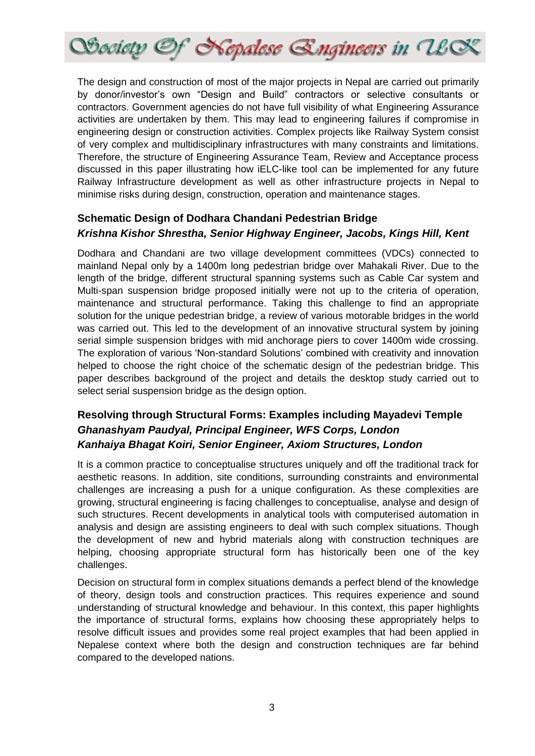The design and construction of most of the major projects in Nepal are carried out primarily by donor/investor's own "Design and Build" contractors or selective consultants or contractors. Government agencies do not have full visibility of what Engineering Assurance activities are undertaken by them. This may lead to engineering failures if compromise in engineering design or construction activities. Complex projects like Railway System consist of very complex and multidisciplinary infrastructures with many constraints and limitations. Therefore, the structure of Engineering Assurance Team, Review and Acceptance process discussed in this paper illustrating how iELC-like tool can be implemented for any future Railway Infrastructure development as well as other infrastructure projects in Nepal to minimise risks during design, construction, operation and maintenance stages.

### Schematic Design of Dodhara Chandani Pedestrian Bridge

***Krishna Kishor Shrestha, Senior Highway Engineer, Jacobs, Kings Hill, Kent***

Dodhara and Chandani are two village development committees (VDCs) connected to mainland Nepal only by a 1400m long pedestrian bridge over Mahakali River. Due to the length of the bridge, different structural spanning systems such as Cable Car system and Multi-span suspension bridge proposed initially were not up to the criteria of operation, maintenance and structural performance. Taking this challenge to find an appropriate solution for the unique pedestrian bridge, a review of various motorable bridges in the world was carried out. This led to the development of an innovative structural system by joining serial simple suspension bridges with mid anchorage piers to cover 1400m wide crossing. The exploration of various 'Non-standard Solutions' combined with creativity and innovation helped to choose the right choice of the schematic design of the pedestrian bridge. This paper describes background of the project and details the desktop study carried out to select serial suspension bridge as the design option.

### Resolving through Structural Forms: Examples including Mayadevi Temple

***Ghanashyam Paudyal, Principal Engineer, WFS Corps, London***
***Kanhaiya Bhagat Koiri, Senior Engineer, Axiom Structures, London***

It is a common practice to conceptualise structures uniquely and off the traditional track for aesthetic reasons. In addition, site conditions, surrounding constraints and environmental challenges are increasing a push for a unique configuration. As these complexities are growing, structural engineering is facing challenges to conceptualise, analyse and design of such structures. Recent developments in analytical tools with computerised automation in analysis and design are assisting engineers to deal with such complex situations. Though the development of new and hybrid materials along with construction techniques are helping, choosing appropriate structural form has historically been one of the key challenges.

Decision on structural form in complex situations demands a perfect blend of the knowledge of theory, design tools and construction practices. This requires experience and sound understanding of structural knowledge and behaviour. In this context, this paper highlights the importance of structural forms, explains how choosing these appropriately helps to resolve difficult issues and provides some real project examples that had been applied in Nepalese context where both the design and construction techniques are far behind compared to the developed nations.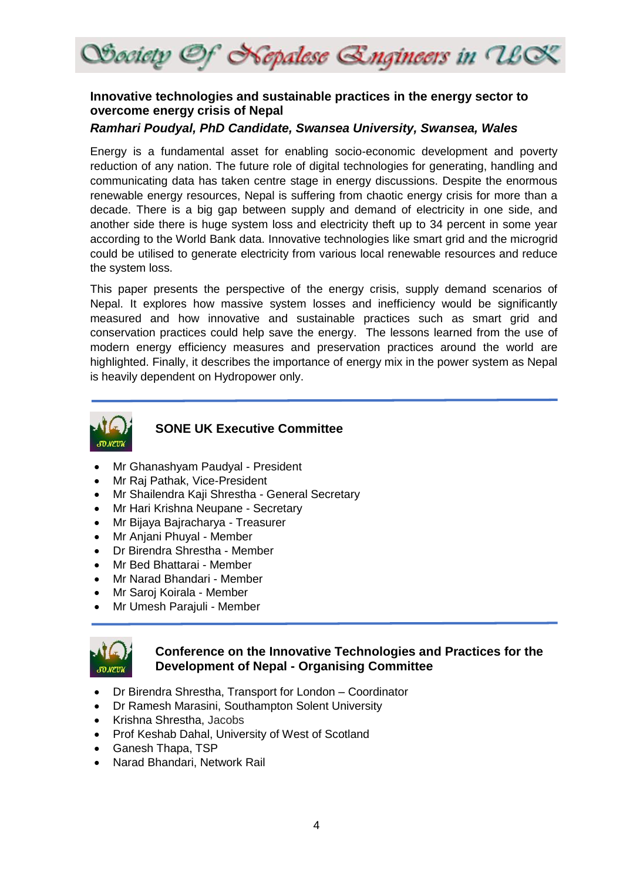## Innovative technologies and sustainable practices in the energy sector to overcome energy crisis of Nepal

***Ramhari Poudyal, PhD Candidate, Swansea University, Swansea, Wales***

Energy is a fundamental asset for enabling socio-economic development and poverty reduction of any nation. The future role of digital technologies for generating, handling and communicating data has taken centre stage in energy discussions. Despite the enormous renewable energy resources, Nepal is suffering from chaotic energy crisis for more than a decade. There is a big gap between supply and demand of electricity in one side, and another side there is huge system loss and electricity theft up to 34 percent in some year according to the World Bank data. Innovative technologies like smart grid and the microgrid could be utilised to generate electricity from various local renewable resources and reduce the system loss.

This paper presents the perspective of the energy crisis, supply demand scenarios of Nepal. It explores how massive system losses and inefficiency would be significantly measured and how innovative and sustainable practices such as smart grid and conservation practices could help save the energy. The lessons learned from the use of modern energy efficiency measures and preservation practices around the world are highlighted. Finally, it describes the importance of energy mix in the power system as Nepal is heavily dependent on Hydropower only.

---

## SONE UK Executive Committee

- Mr Ghanashyam Paudyal - President
- Mr Raj Pathak, Vice-President
- Mr Shailendra Kaji Shrestha - General Secretary
- Mr Hari Krishna Neupane - Secretary
- Mr Bijaya Bajracharya - Treasurer
- Mr Anjani Phuyal - Member
- Dr Birendra Shrestha - Member
- Mr Bed Bhattarai - Member
- Mr Narad Bhandari - Member
- Mr Saroj Koirala - Member
- Mr Umesh Parajuli - Member

---

## Conference on the Innovative Technologies and Practices for the Development of Nepal - Organising Committee

- Dr Birendra Shrestha, Transport for London – Coordinator
- Dr Ramesh Marasini, Southampton Solent University
- Krishna Shrestha, Jacobs
- Prof Keshab Dahal, University of West of Scotland
- Ganesh Thapa, TSP
- Narad Bhandari, Network Rail